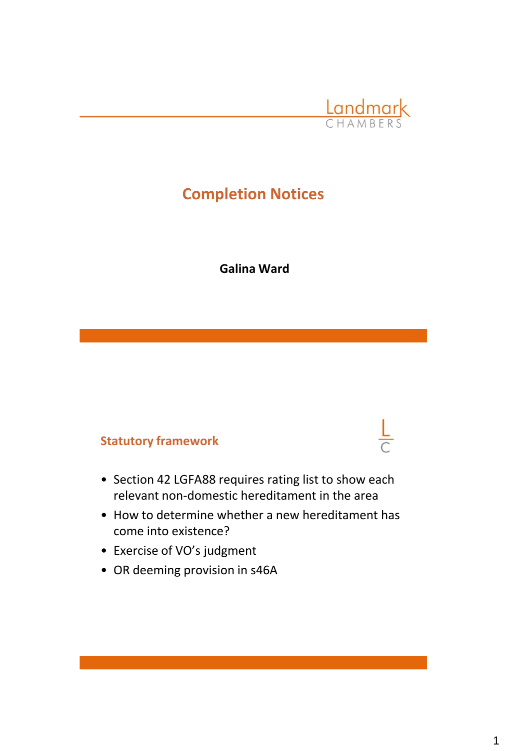Landmark CHAMBERS

# Completion Notices

**Galina Ward**

## Statutory framework

- Section 42 LGFA88 requires rating list to show each relevant non-domestic hereditament in the area
- How to determine whether a new hereditament has come into existence?
- Exercise of VO's judgment
- OR deeming provision in s46A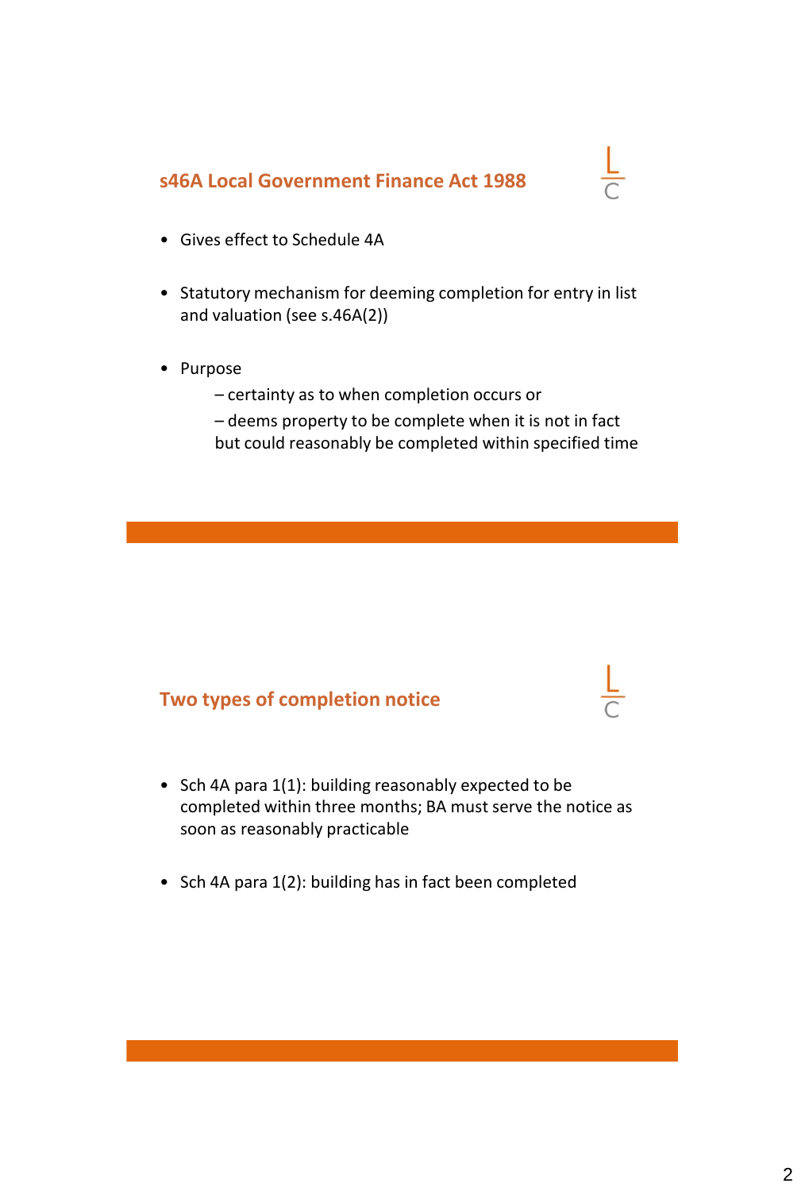## s46A Local Government Finance Act 1988

- Gives effect to Schedule 4A
- Statutory mechanism for deeming completion for entry in list and valuation (see s.46A(2))
- Purpose
  - – certainty as to when completion occurs or
  - – deems property to be complete when it is not in fact but could reasonably be completed within specified time

## Two types of completion notice

- Sch 4A para 1(1): building reasonably expected to be completed within three months; BA must serve the notice as soon as reasonably practicable
- Sch 4A para 1(2): building has in fact been completed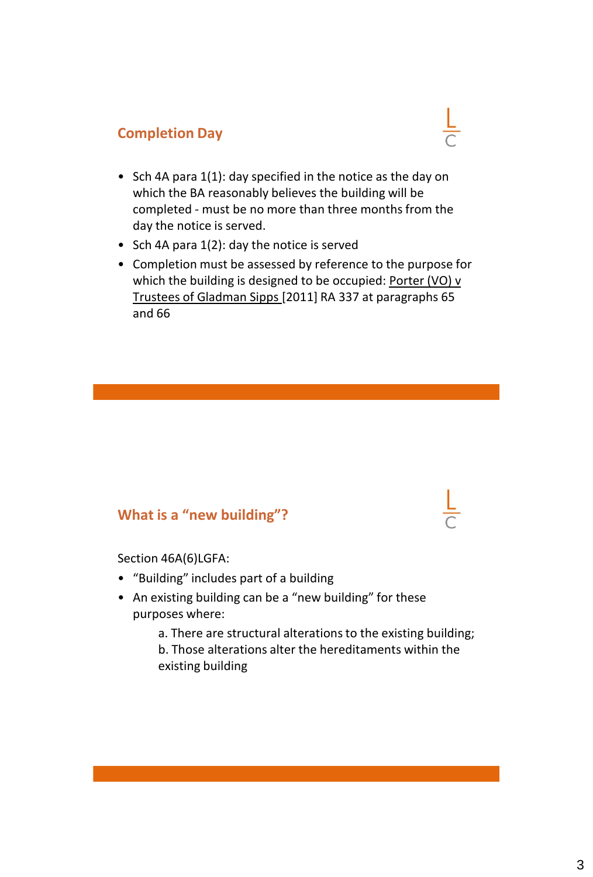## Completion Day

- Sch 4A para 1(1): day specified in the notice as the day on which the BA reasonably believes the building will be completed - must be no more than three months from the day the notice is served.
- Sch 4A para 1(2): day the notice is served
- Completion must be assessed by reference to the purpose for which the building is designed to be occupied: Porter (VO) v Trustees of Gladman Sipps [2011] RA 337 at paragraphs 65 and 66

## What is a "new building"?

Section 46A(6)LGFA:

- "Building" includes part of a building
- An existing building can be a "new building" for these purposes where:
  - a. There are structural alterations to the existing building;
  - b. Those alterations alter the hereditaments within the existing building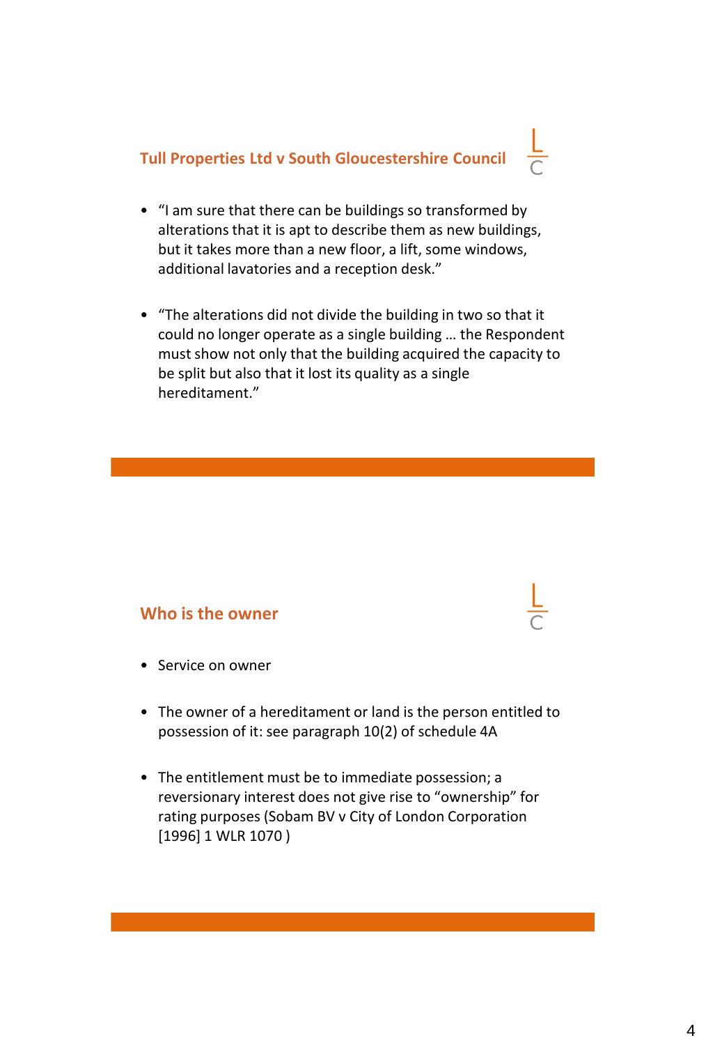## Tull Properties Ltd v South Gloucestershire Council

- "I am sure that there can be buildings so transformed by alterations that it is apt to describe them as new buildings, but it takes more than a new floor, a lift, some windows, additional lavatories and a reception desk."
- "The alterations did not divide the building in two so that it could no longer operate as a single building … the Respondent must show not only that the building acquired the capacity to be split but also that it lost its quality as a single hereditament."

## Who is the owner

- Service on owner
- The owner of a hereditament or land is the person entitled to possession of it: see paragraph 10(2) of schedule 4A
- The entitlement must be to immediate possession; a reversionary interest does not give rise to "ownership" for rating purposes (Sobam BV v City of London Corporation [1996] 1 WLR 1070 )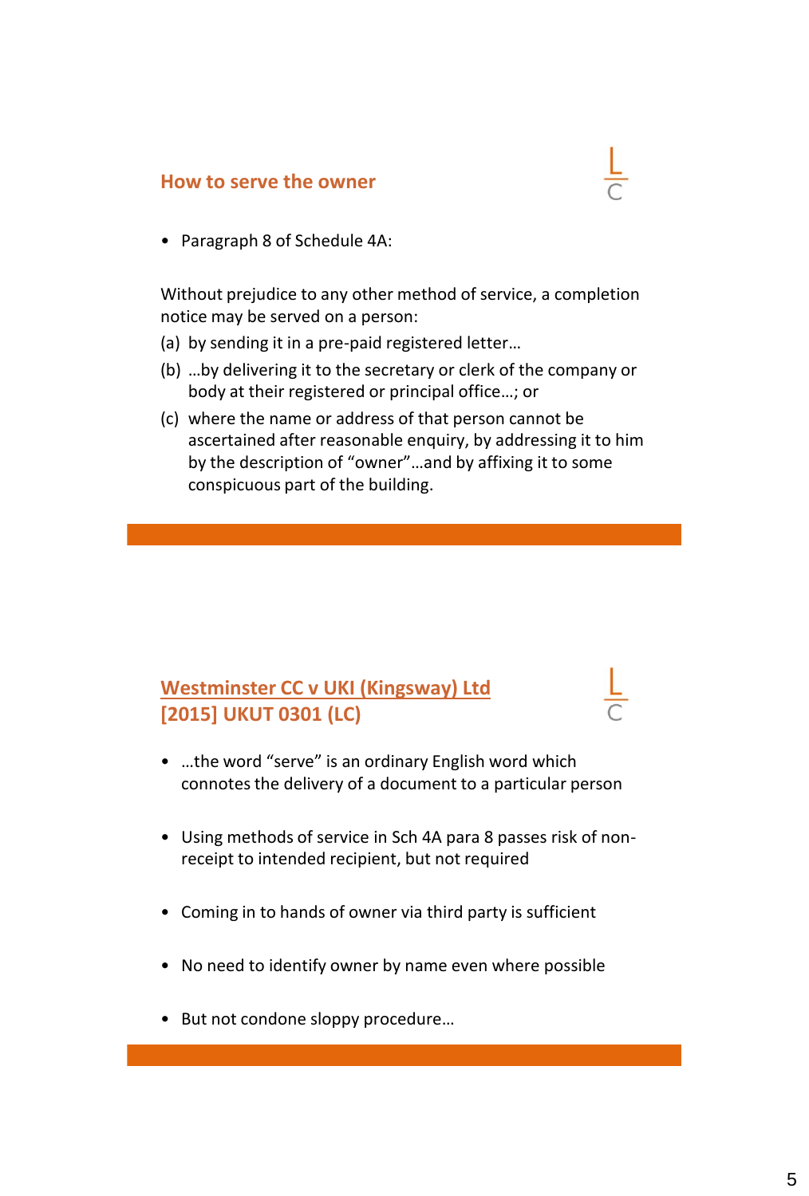## How to serve the owner

- Paragraph 8 of Schedule 4A:

Without prejudice to any other method of service, a completion notice may be served on a person:

(a) by sending it in a pre-paid registered letter…

(b) …by delivering it to the secretary or clerk of the company or body at their registered or principal office…; or

(c) where the name or address of that person cannot be ascertained after reasonable enquiry, by addressing it to him by the description of "owner"…and by affixing it to some conspicuous part of the building.

## Westminster CC v UKI (Kingsway) Ltd [2015] UKUT 0301 (LC)

- …the word "serve" is an ordinary English word which connotes the delivery of a document to a particular person
- Using methods of service in Sch 4A para 8 passes risk of non-receipt to intended recipient, but not required
- Coming in to hands of owner via third party is sufficient
- No need to identify owner by name even where possible
- But not condone sloppy procedure…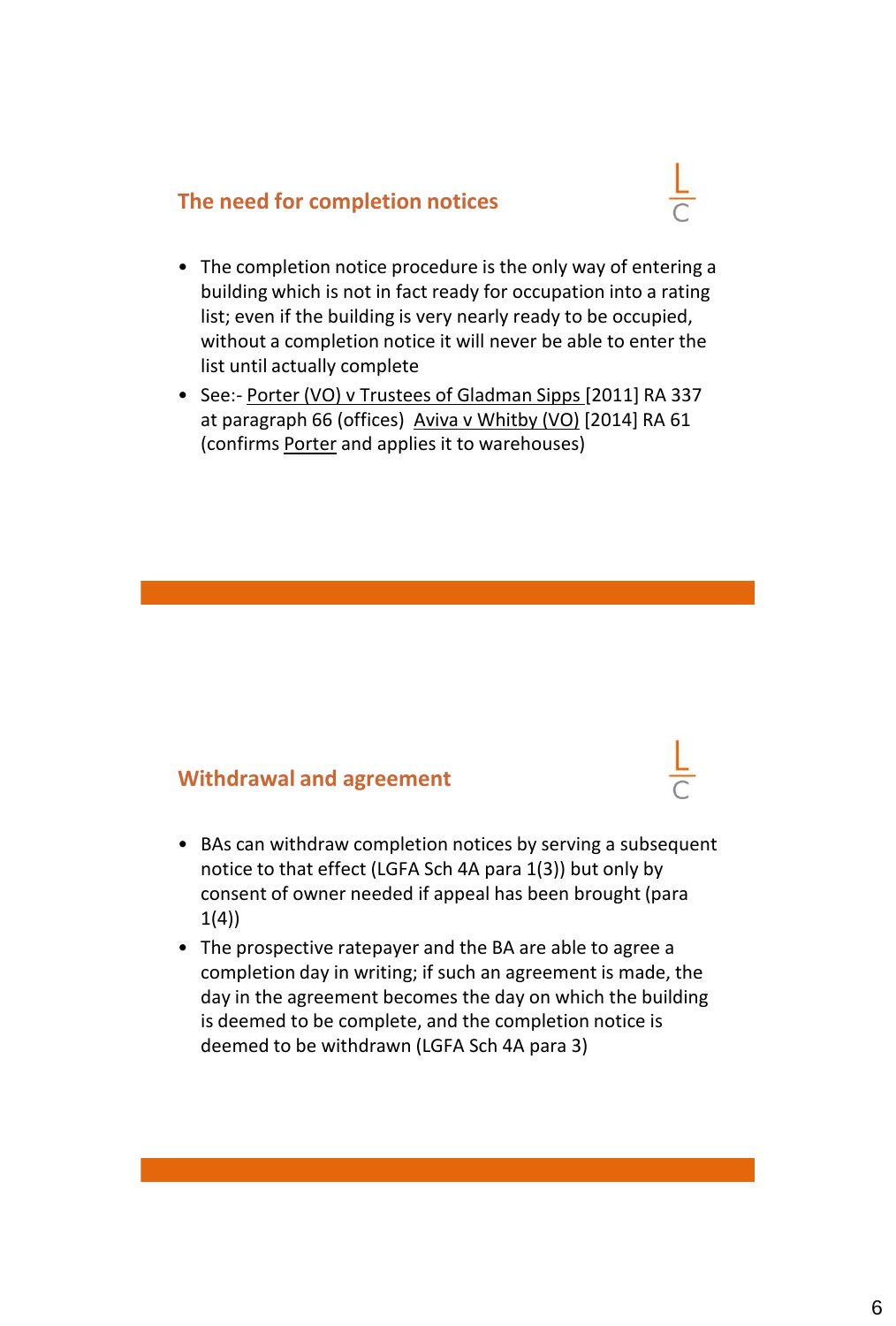## The need for completion notices

- The completion notice procedure is the only way of entering a building which is not in fact ready for occupation into a rating list; even if the building is very nearly ready to be occupied, without a completion notice it will never be able to enter the list until actually complete
- See:- <u>Porter (VO) v Trustees of Gladman Sipps</u> [2011] RA 337 at paragraph 66 (offices) <u>Aviva v Whitby (VO)</u> [2014] RA 61 (confirms <u>Porter</u> and applies it to warehouses)

## Withdrawal and agreement

- BAs can withdraw completion notices by serving a subsequent notice to that effect (LGFA Sch 4A para 1(3)) but only by consent of owner needed if appeal has been brought (para 1(4))
- The prospective ratepayer and the BA are able to agree a completion day in writing; if such an agreement is made, the day in the agreement becomes the day on which the building is deemed to be complete, and the completion notice is deemed to be withdrawn (LGFA Sch 4A para 3)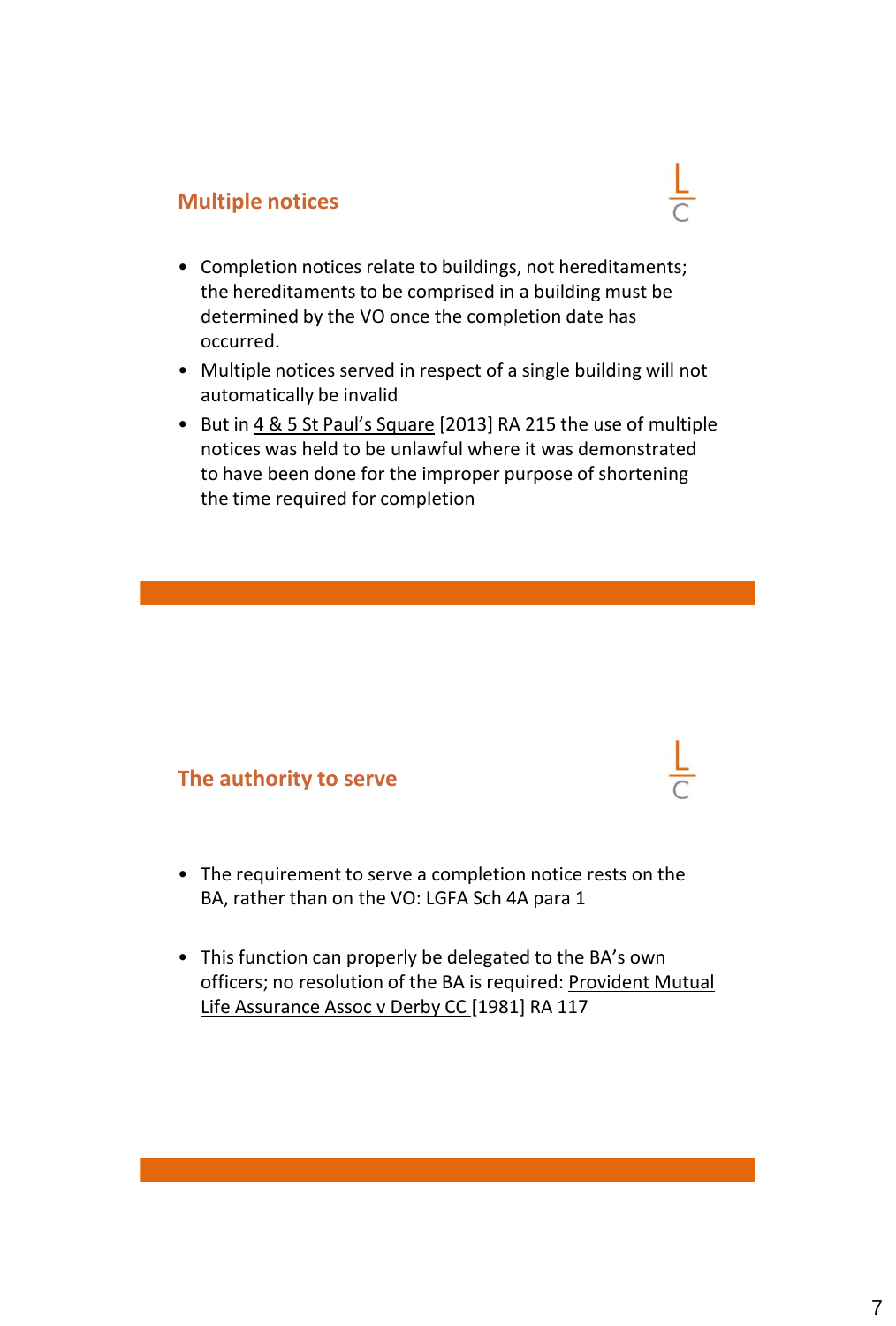## Multiple notices

- Completion notices relate to buildings, not hereditaments; the hereditaments to be comprised in a building must be determined by the VO once the completion date has occurred.
- Multiple notices served in respect of a single building will not automatically be invalid
- But in 4 & 5 St Paul's Square [2013] RA 215 the use of multiple notices was held to be unlawful where it was demonstrated to have been done for the improper purpose of shortening the time required for completion

## The authority to serve

- The requirement to serve a completion notice rests on the BA, rather than on the VO: LGFA Sch 4A para 1
- This function can properly be delegated to the BA's own officers; no resolution of the BA is required: Provident Mutual Life Assurance Assoc v Derby CC [1981] RA 117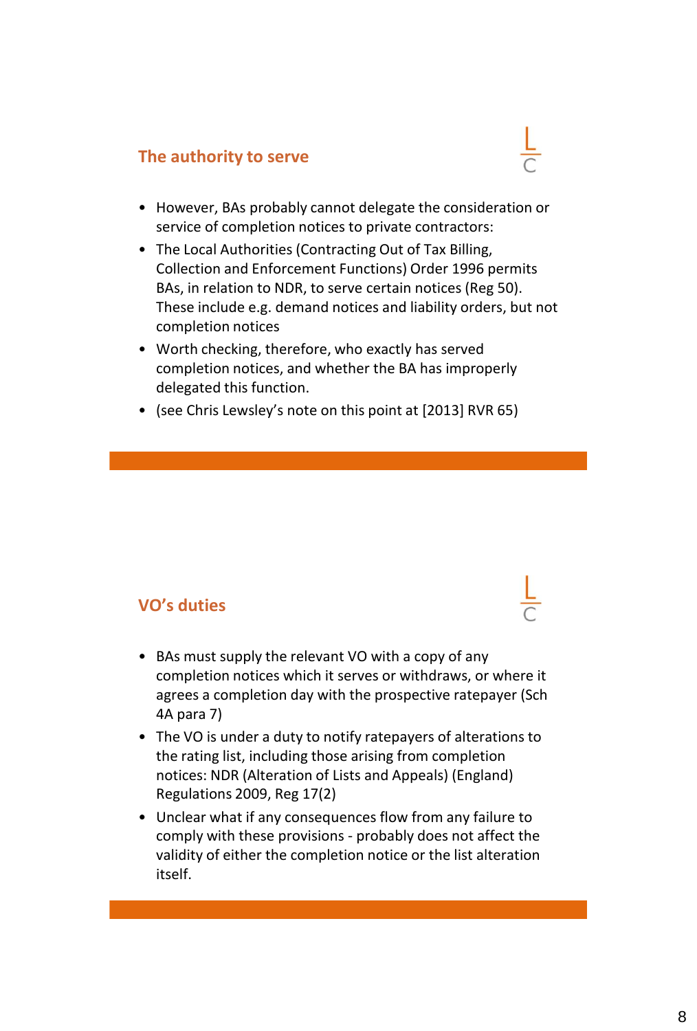## The authority to serve

- However, BAs probably cannot delegate the consideration or service of completion notices to private contractors:
- The Local Authorities (Contracting Out of Tax Billing, Collection and Enforcement Functions) Order 1996 permits BAs, in relation to NDR, to serve certain notices (Reg 50). These include e.g. demand notices and liability orders, but not completion notices
- Worth checking, therefore, who exactly has served completion notices, and whether the BA has improperly delegated this function.
- (see Chris Lewsley's note on this point at [2013] RVR 65)

## VO's duties

- BAs must supply the relevant VO with a copy of any completion notices which it serves or withdraws, or where it agrees a completion day with the prospective ratepayer (Sch 4A para 7)
- The VO is under a duty to notify ratepayers of alterations to the rating list, including those arising from completion notices: NDR (Alteration of Lists and Appeals) (England) Regulations 2009, Reg 17(2)
- Unclear what if any consequences flow from any failure to comply with these provisions - probably does not affect the validity of either the completion notice or the list alteration itself.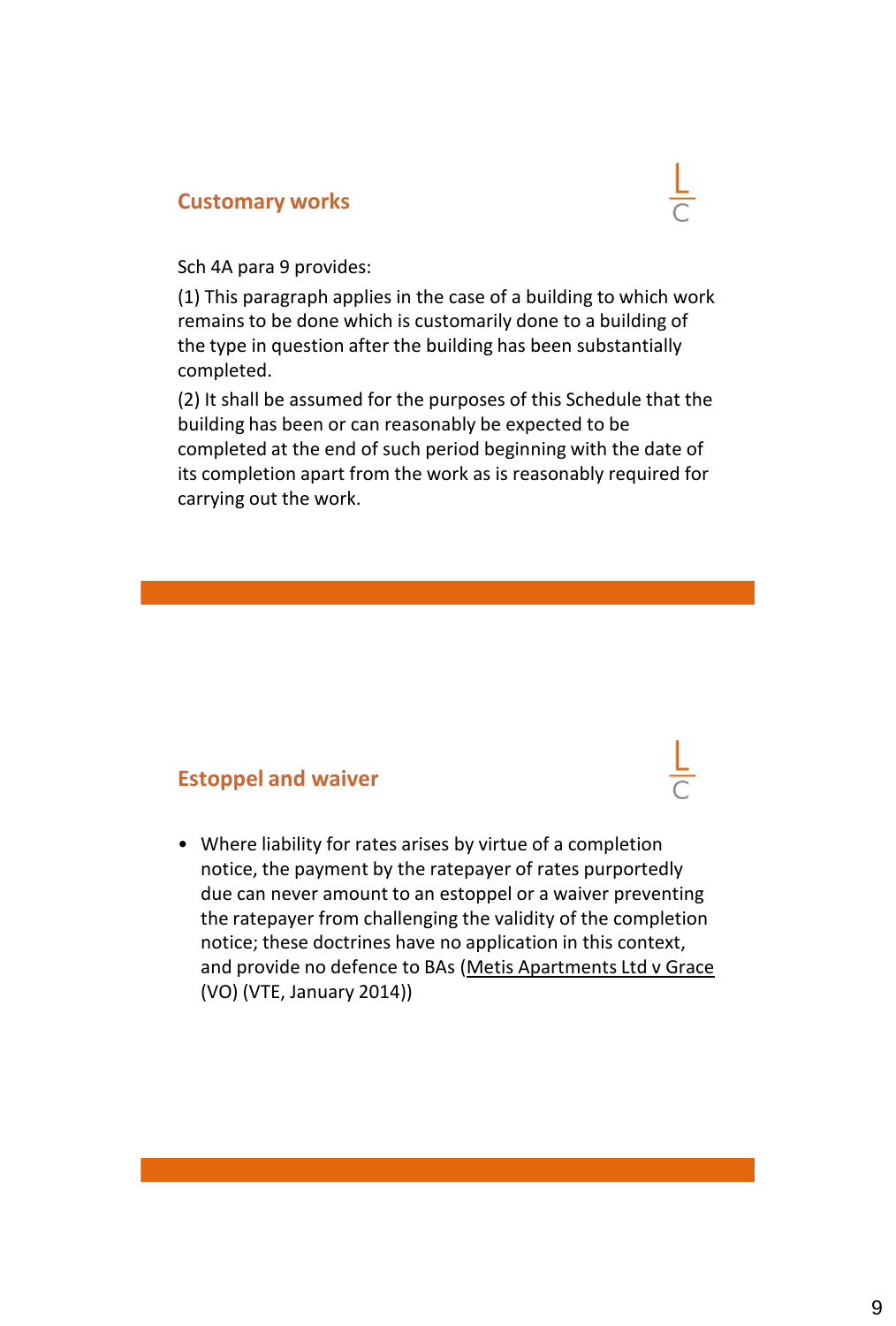## Customary works

Sch 4A para 9 provides:

(1) This paragraph applies in the case of a building to which work remains to be done which is customarily done to a building of the type in question after the building has been substantially completed.

(2) It shall be assumed for the purposes of this Schedule that the building has been or can reasonably be expected to be completed at the end of such period beginning with the date of its completion apart from the work as is reasonably required for carrying out the work.

## Estoppel and waiver

- Where liability for rates arises by virtue of a completion notice, the payment by the ratepayer of rates purportedly due can never amount to an estoppel or a waiver preventing the ratepayer from challenging the validity of the completion notice; these doctrines have no application in this context, and provide no defence to BAs (Metis Apartments Ltd v Grace (VO) (VTE, January 2014))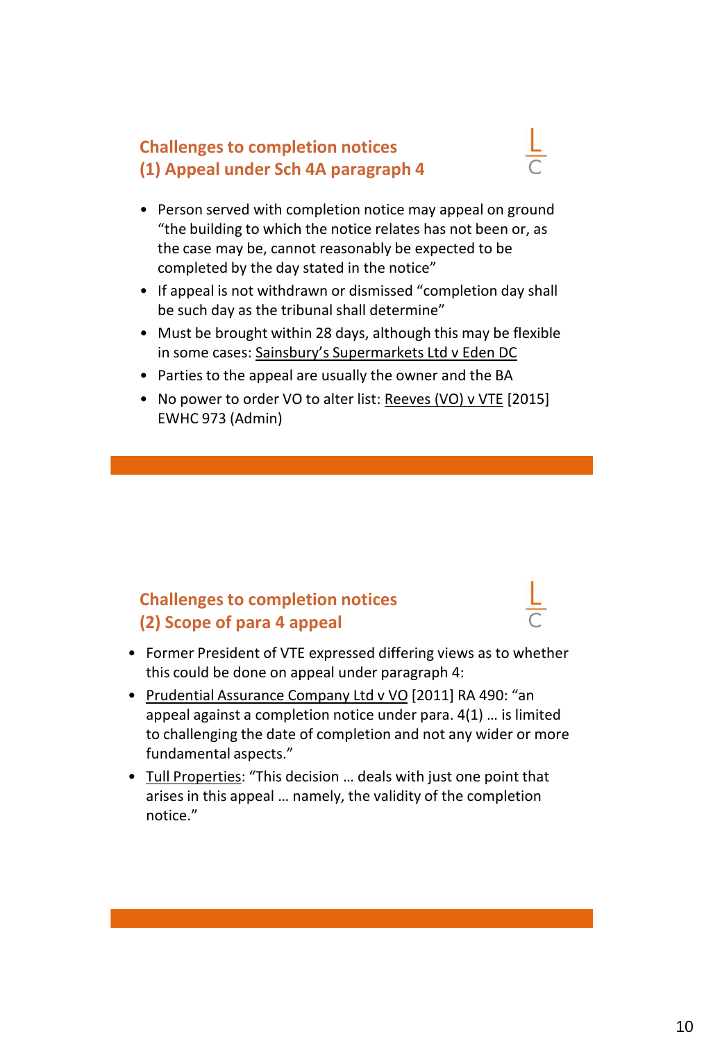## Challenges to completion notices
## (1) Appeal under Sch 4A paragraph 4

- Person served with completion notice may appeal on ground "the building to which the notice relates has not been or, as the case may be, cannot reasonably be expected to be completed by the day stated in the notice"
- If appeal is not withdrawn or dismissed "completion day shall be such day as the tribunal shall determine"
- Must be brought within 28 days, although this may be flexible in some cases: Sainsbury's Supermarkets Ltd v Eden DC
- Parties to the appeal are usually the owner and the BA
- No power to order VO to alter list: Reeves (VO) v VTE [2015] EWHC 973 (Admin)

## Challenges to completion notices
## (2) Scope of para 4 appeal

- Former President of VTE expressed differing views as to whether this could be done on appeal under paragraph 4:
- Prudential Assurance Company Ltd v VO [2011] RA 490: "an appeal against a completion notice under para. 4(1) … is limited to challenging the date of completion and not any wider or more fundamental aspects."
- Tull Properties: "This decision … deals with just one point that arises in this appeal … namely, the validity of the completion notice."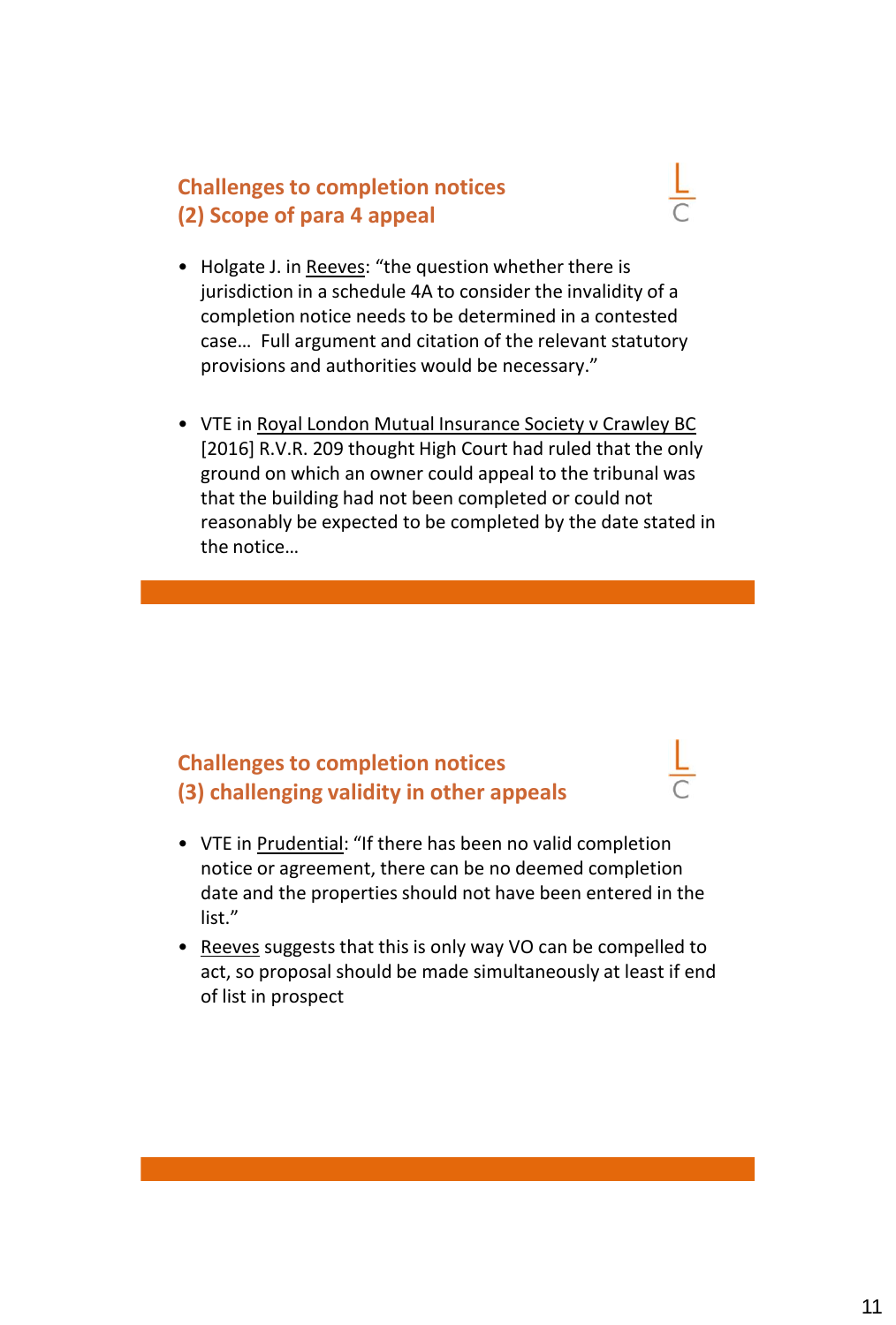## Challenges to completion notices
## (2) Scope of para 4 appeal

- Holgate J. in Reeves: "the question whether there is jurisdiction in a schedule 4A to consider the invalidity of a completion notice needs to be determined in a contested case… Full argument and citation of the relevant statutory provisions and authorities would be necessary."

- VTE in Royal London Mutual Insurance Society v Crawley BC [2016] R.V.R. 209 thought High Court had ruled that the only ground on which an owner could appeal to the tribunal was that the building had not been completed or could not reasonably be expected to be completed by the date stated in the notice…

## Challenges to completion notices
## (3) challenging validity in other appeals

- VTE in Prudential: "If there has been no valid completion notice or agreement, there can be no deemed completion date and the properties should not have been entered in the list."
- Reeves suggests that this is only way VO can be compelled to act, so proposal should be made simultaneously at least if end of list in prospect